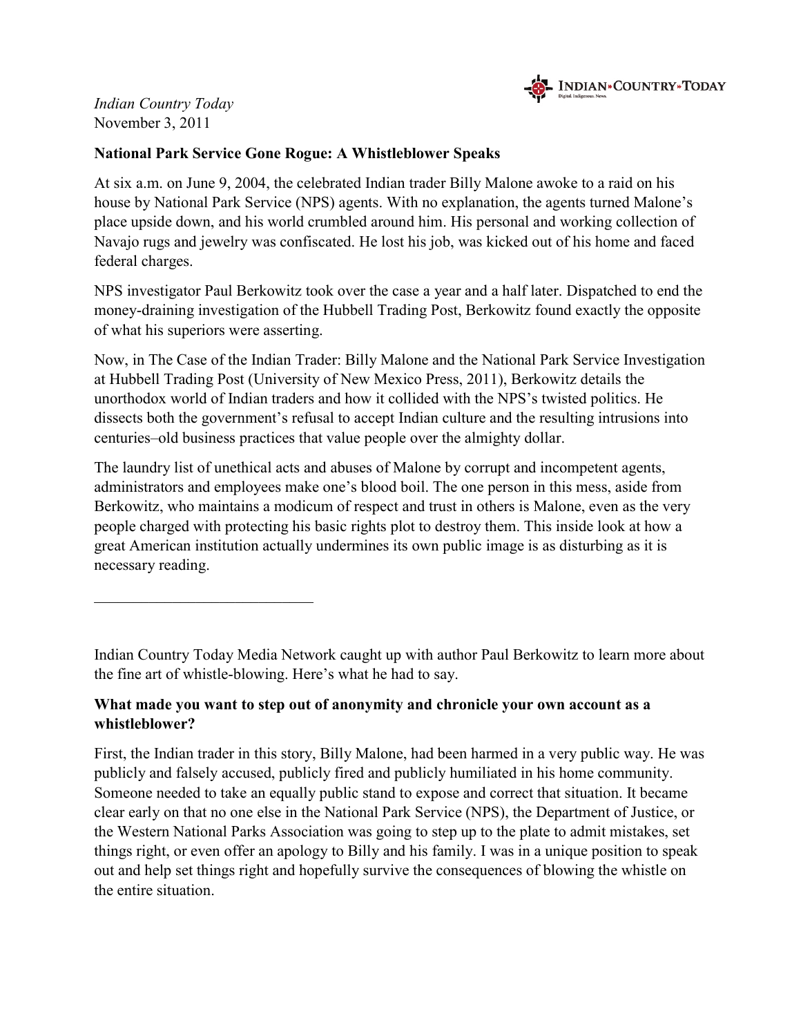*Indian Country Today*
November 3, 2011

**National Park Service Gone Rogue: A Whistleblower Speaks**

At six a.m. on June 9, 2004, the celebrated Indian trader Billy Malone awoke to a raid on his house by National Park Service (NPS) agents. With no explanation, the agents turned Malone's place upside down, and his world crumbled around him. His personal and working collection of Navajo rugs and jewelry was confiscated. He lost his job, was kicked out of his home and faced federal charges.

NPS investigator Paul Berkowitz took over the case a year and a half later. Dispatched to end the money-draining investigation of the Hubbell Trading Post, Berkowitz found exactly the opposite of what his superiors were asserting.

Now, in The Case of the Indian Trader: Billy Malone and the National Park Service Investigation at Hubbell Trading Post (University of New Mexico Press, 2011), Berkowitz details the unorthodox world of Indian traders and how it collided with the NPS's twisted politics. He dissects both the government's refusal to accept Indian culture and the resulting intrusions into centuries–old business practices that value people over the almighty dollar.

The laundry list of unethical acts and abuses of Malone by corrupt and incompetent agents, administrators and employees make one's blood boil. The one person in this mess, aside from Berkowitz, who maintains a modicum of respect and trust in others is Malone, even as the very people charged with protecting his basic rights plot to destroy them. This inside look at how a great American institution actually undermines its own public image is as disturbing as it is necessary reading.

---

Indian Country Today Media Network caught up with author Paul Berkowitz to learn more about the fine art of whistle-blowing. Here's what he had to say.

**What made you want to step out of anonymity and chronicle your own account as a whistleblower?**

First, the Indian trader in this story, Billy Malone, had been harmed in a very public way. He was publicly and falsely accused, publicly fired and publicly humiliated in his home community. Someone needed to take an equally public stand to expose and correct that situation. It became clear early on that no one else in the National Park Service (NPS), the Department of Justice, or the Western National Parks Association was going to step up to the plate to admit mistakes, set things right, or even offer an apology to Billy and his family. I was in a unique position to speak out and help set things right and hopefully survive the consequences of blowing the whistle on the entire situation.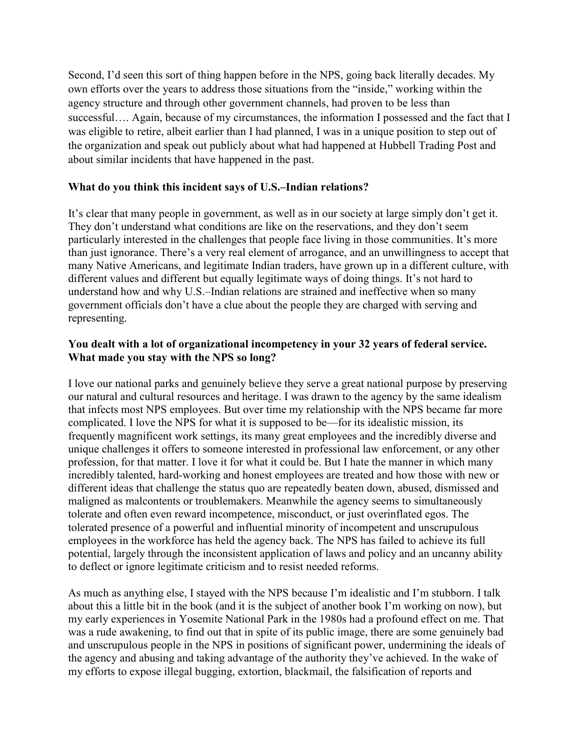Second, I'd seen this sort of thing happen before in the NPS, going back literally decades. My own efforts over the years to address those situations from the "inside," working within the agency structure and through other government channels, had proven to be less than successful…. Again, because of my circumstances, the information I possessed and the fact that I was eligible to retire, albeit earlier than I had planned, I was in a unique position to step out of the organization and speak out publicly about what had happened at Hubbell Trading Post and about similar incidents that have happened in the past.

**What do you think this incident says of U.S.–Indian relations?**

It's clear that many people in government, as well as in our society at large simply don't get it. They don't understand what conditions are like on the reservations, and they don't seem particularly interested in the challenges that people face living in those communities. It's more than just ignorance. There's a very real element of arrogance, and an unwillingness to accept that many Native Americans, and legitimate Indian traders, have grown up in a different culture, with different values and different but equally legitimate ways of doing things. It's not hard to understand how and why U.S.–Indian relations are strained and ineffective when so many government officials don't have a clue about the people they are charged with serving and representing.

**You dealt with a lot of organizational incompetency in your 32 years of federal service. What made you stay with the NPS so long?**

I love our national parks and genuinely believe they serve a great national purpose by preserving our natural and cultural resources and heritage. I was drawn to the agency by the same idealism that infects most NPS employees. But over time my relationship with the NPS became far more complicated. I love the NPS for what it is supposed to be—for its idealistic mission, its frequently magnificent work settings, its many great employees and the incredibly diverse and unique challenges it offers to someone interested in professional law enforcement, or any other profession, for that matter. I love it for what it could be. But I hate the manner in which many incredibly talented, hard-working and honest employees are treated and how those with new or different ideas that challenge the status quo are repeatedly beaten down, abused, dismissed and maligned as malcontents or troublemakers. Meanwhile the agency seems to simultaneously tolerate and often even reward incompetence, misconduct, or just overinflated egos. The tolerated presence of a powerful and influential minority of incompetent and unscrupulous employees in the workforce has held the agency back. The NPS has failed to achieve its full potential, largely through the inconsistent application of laws and policy and an uncanny ability to deflect or ignore legitimate criticism and to resist needed reforms.

As much as anything else, I stayed with the NPS because I'm idealistic and I'm stubborn. I talk about this a little bit in the book (and it is the subject of another book I'm working on now), but my early experiences in Yosemite National Park in the 1980s had a profound effect on me. That was a rude awakening, to find out that in spite of its public image, there are some genuinely bad and unscrupulous people in the NPS in positions of significant power, undermining the ideals of the agency and abusing and taking advantage of the authority they've achieved. In the wake of my efforts to expose illegal bugging, extortion, blackmail, the falsification of reports and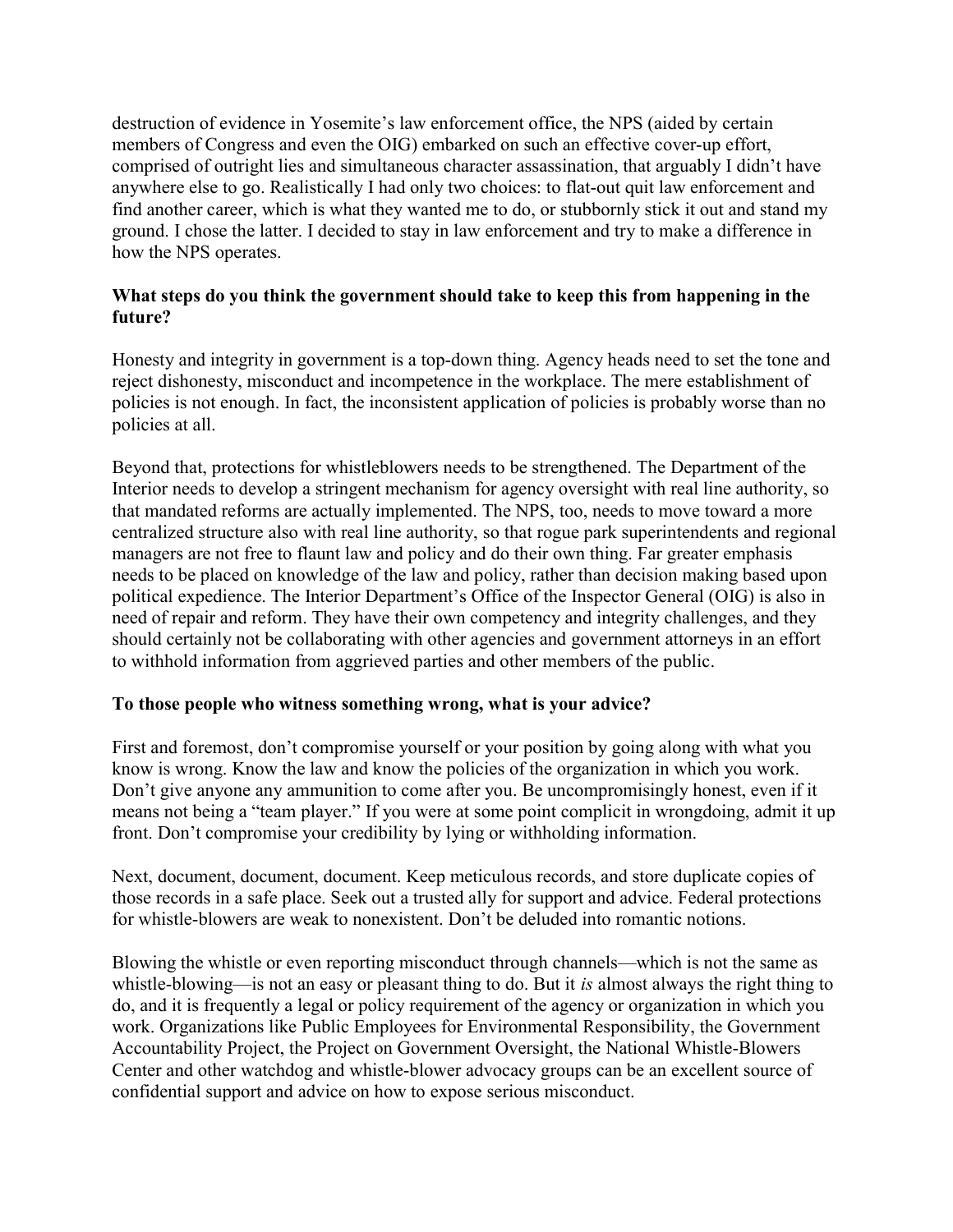destruction of evidence in Yosemite's law enforcement office, the NPS (aided by certain members of Congress and even the OIG) embarked on such an effective cover-up effort, comprised of outright lies and simultaneous character assassination, that arguably I didn't have anywhere else to go. Realistically I had only two choices: to flat-out quit law enforcement and find another career, which is what they wanted me to do, or stubbornly stick it out and stand my ground. I chose the latter. I decided to stay in law enforcement and try to make a difference in how the NPS operates.

**What steps do you think the government should take to keep this from happening in the future?**

Honesty and integrity in government is a top-down thing. Agency heads need to set the tone and reject dishonesty, misconduct and incompetence in the workplace. The mere establishment of policies is not enough. In fact, the inconsistent application of policies is probably worse than no policies at all.

Beyond that, protections for whistleblowers needs to be strengthened. The Department of the Interior needs to develop a stringent mechanism for agency oversight with real line authority, so that mandated reforms are actually implemented. The NPS, too, needs to move toward a more centralized structure also with real line authority, so that rogue park superintendents and regional managers are not free to flaunt law and policy and do their own thing. Far greater emphasis needs to be placed on knowledge of the law and policy, rather than decision making based upon political expedience. The Interior Department's Office of the Inspector General (OIG) is also in need of repair and reform. They have their own competency and integrity challenges, and they should certainly not be collaborating with other agencies and government attorneys in an effort to withhold information from aggrieved parties and other members of the public.

**To those people who witness something wrong, what is your advice?**

First and foremost, don't compromise yourself or your position by going along with what you know is wrong. Know the law and know the policies of the organization in which you work. Don't give anyone any ammunition to come after you. Be uncompromisingly honest, even if it means not being a "team player." If you were at some point complicit in wrongdoing, admit it up front. Don't compromise your credibility by lying or withholding information.

Next, document, document, document. Keep meticulous records, and store duplicate copies of those records in a safe place. Seek out a trusted ally for support and advice. Federal protections for whistle-blowers are weak to nonexistent. Don't be deluded into romantic notions.

Blowing the whistle or even reporting misconduct through channels—which is not the same as whistle-blowing—is not an easy or pleasant thing to do. But it *is* almost always the right thing to do, and it is frequently a legal or policy requirement of the agency or organization in which you work. Organizations like Public Employees for Environmental Responsibility, the Government Accountability Project, the Project on Government Oversight, the National Whistle-Blowers Center and other watchdog and whistle-blower advocacy groups can be an excellent source of confidential support and advice on how to expose serious misconduct.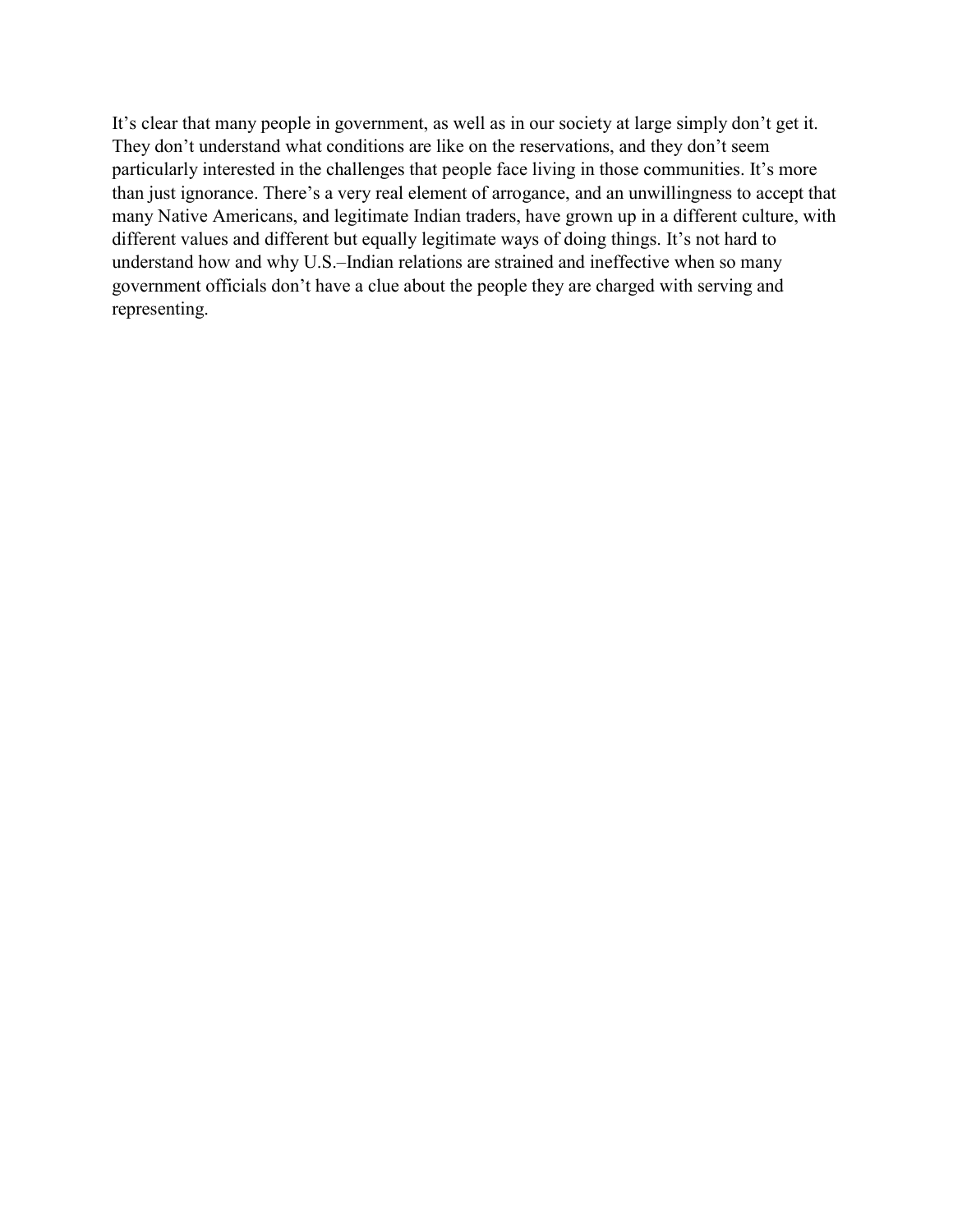It's clear that many people in government, as well as in our society at large simply don't get it. They don't understand what conditions are like on the reservations, and they don't seem particularly interested in the challenges that people face living in those communities. It's more than just ignorance. There's a very real element of arrogance, and an unwillingness to accept that many Native Americans, and legitimate Indian traders, have grown up in a different culture, with different values and different but equally legitimate ways of doing things. It's not hard to understand how and why U.S.–Indian relations are strained and ineffective when so many government officials don't have a clue about the people they are charged with serving and representing.